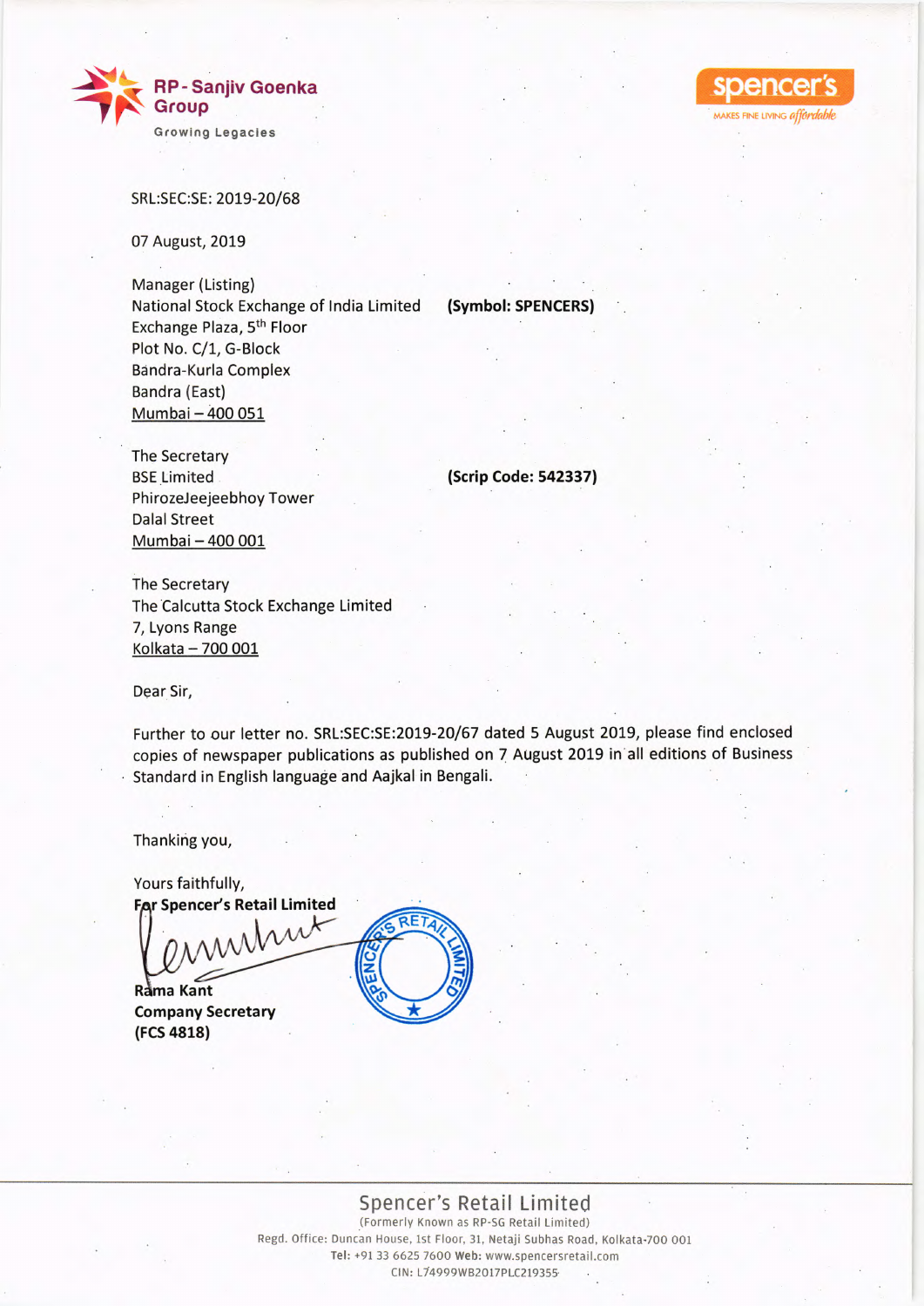RP - Sanjiv Goenka Group
Growing Legacies

spencer's
MAKES FINE LIVING *affordable*

SRL:SEC:SE: 2019-20/68

07 August, 2019

Manager (Listing)
National Stock Exchange of India Limited **(Symbol: SPENCERS)**
Exchange Plaza, 5th Floor
Plot No. C/1, G-Block
Bandra-Kurla Complex
Bandra (East)
Mumbai – 400 051

The Secretary
BSE Limited **(Scrip Code: 542337)**
PhirozeJeejeebhoy Tower
Dalal Street
Mumbai – 400 001

The Secretary
The Calcutta Stock Exchange Limited
7, Lyons Range
Kolkata – 700 001

Dear Sir,

Further to our letter no. SRL:SEC:SE:2019-20/67 dated 5 August 2019, please find enclosed copies of newspaper publications as published on 7 August 2019 in all editions of Business Standard in English language and Aajkal in Bengali.

Thanking you,

Yours faithfully,
**For Spencer's Retail Limited**

**Rama Kant**
**Company Secretary**
**(FCS 4818)**

Spencer's Retail Limited
(Formerly Known as RP-SG Retail Limited)
Regd. Office: Duncan House, 1st Floor, 31, Netaji Subhas Road, Kolkata-700 001
Tel: +91 33 6625 7600 Web: www.spencersretail.com
CIN: L74999WB2017PLC219355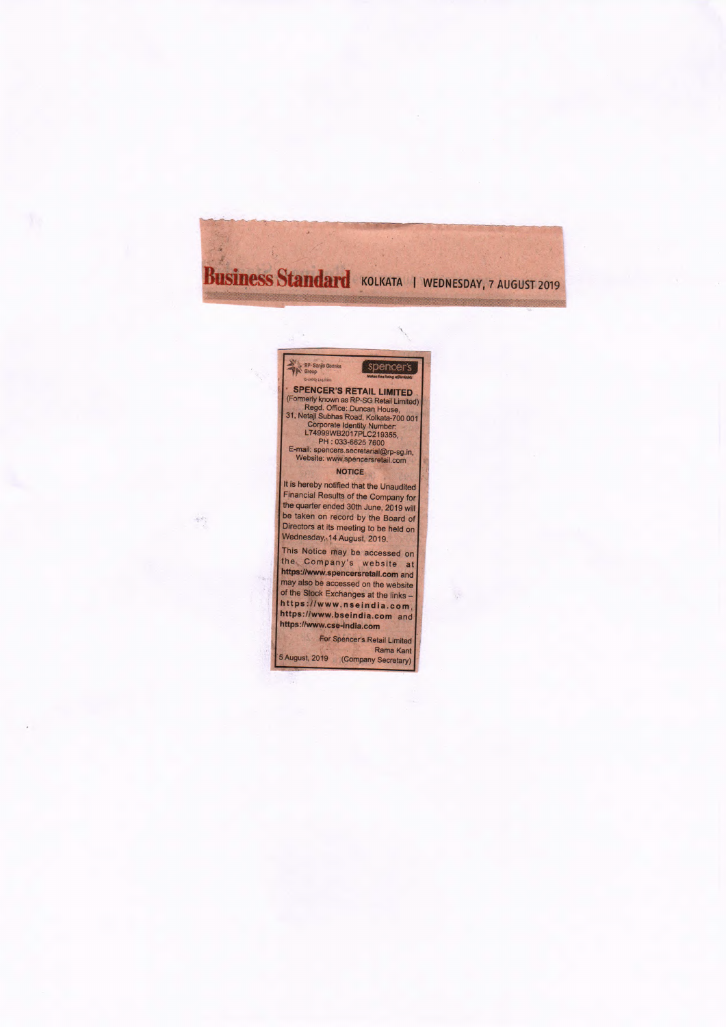**Business Standard** KOLKATA | WEDNESDAY, 7 AUGUST 2019

RP-Sanjiv Goenka Group
Growing Legacies

spencer's
Makes Fine Living Affordable

## SPENCER'S RETAIL LIMITED

(Formerly known as RP-SG Retail Limited)
Regd. Office: Duncan House,
31, Netaji Subhas Road, Kolkata-700 001
Corporate Identity Number:
L74999WB2017PLC219355,
PH : 033-6625 7600
E-mail: spencers.secretarial@rp-sg.in,
Website: www.spencersretail.com

### NOTICE

It is hereby notified that the Unaudited Financial Results of the Company for the quarter ended 30th June, 2019 will be taken on record by the Board of Directors at its meeting to be held on Wednesday, 14 August, 2019.

This Notice may be accessed on the Company's website at **https://www.spencersretail.com** and may also be accessed on the website of the Stock Exchanges at the links – **https://www.nseindia.com**, **https://www.bseindia.com** and **https://www.cse-india.com**

For Spencer's Retail Limited
Rama Kant
(Company Secretary)

5 August, 2019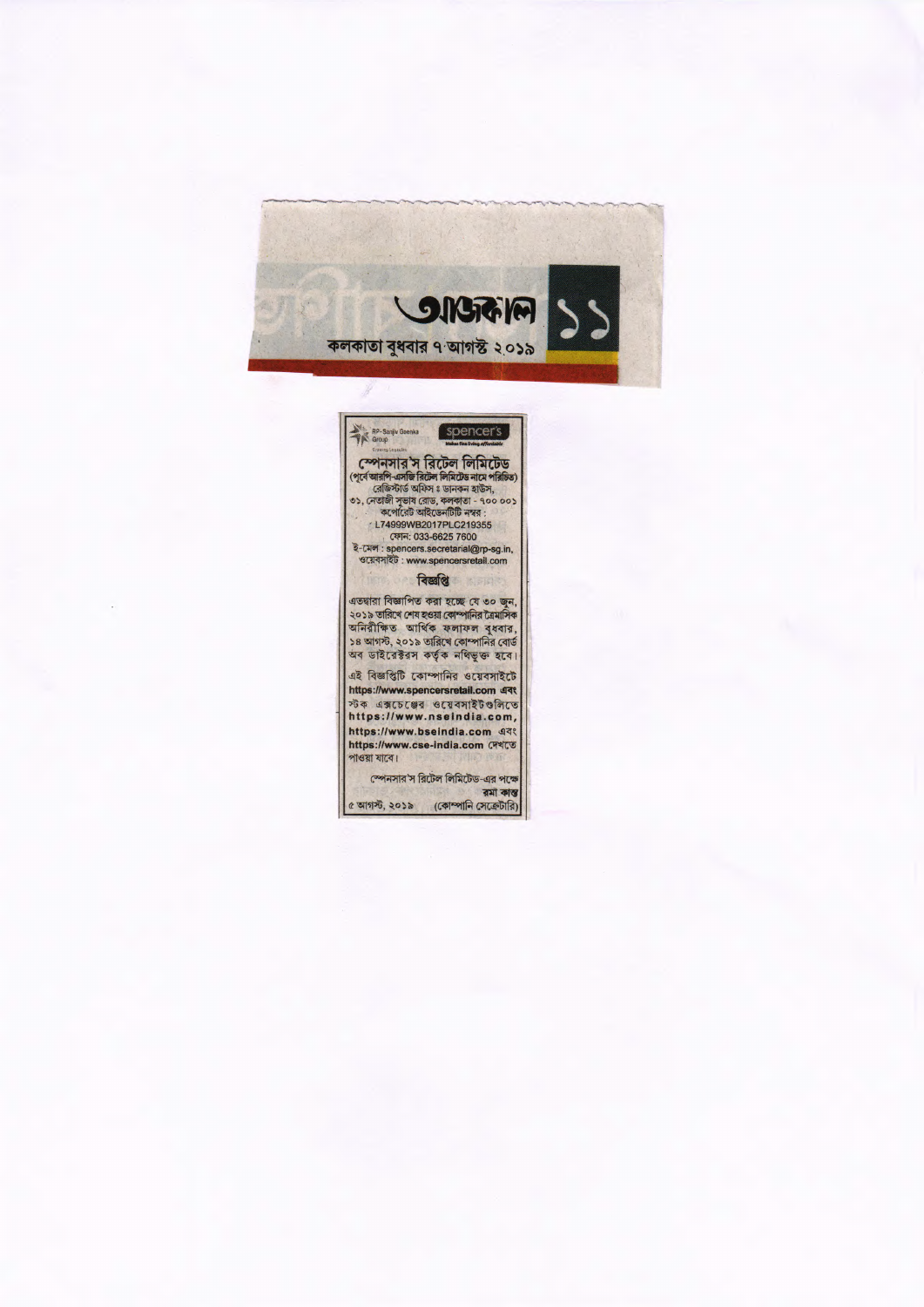আজকাল

কলকাতা বুধবার ৭ আগস্ট ২০১৯

RP-Sanjiv Goenka Group

spencer's

# স্পেনসার'স রিটেল লিমিটেড

(পূর্বে আরপি-এসজি রিটেল লিমিটেড নামে পরিচিত)

রেজিস্টার্ড অফিস ঃ ডানকন হাউস,
৩১, নেতাজী সুভাষ রোড, কলকাতা - ৭০০ ০০১
কর্পোরেট আইডেনটিটি নম্বর :
L74999WB2017PLC219355
ফোন: 033-6625 7600
ই-মেল : spencers.secretarial@rp-sg.in,
ওয়েবসাইট : www.spencersretail.com

## বিজ্ঞপ্তি

এতদ্বারা বিজ্ঞাপিত করা হচ্ছে যে ৩০ জুন, ২০১৯ তারিখে শেষ হওয়া কোম্পানির ত্রৈমাসিক অনিরীক্ষিত আর্থিক ফলাফল বুধবার, ১৪ আগস্ট, ২০১৯ তারিখে কোম্পানির বোর্ড অব ডাইরেক্টরস কর্তৃক নথিভুক্ত হবে।

এই বিজ্ঞপ্তিটি কোম্পানির ওয়েবসাইটে **https://www.spencersretail.com** এবং স্টক এক্সচেঞ্জের ওয়েবসাইটগুলিতে **https://www.nseindia.com, https://www.bseindia.com** এবং **https://www.cse-india.com** দেখতে পাওয়া যাবে।

স্পেনসার'স রিটেল লিমিটেড-এর পক্ষে
**রমা কান্ত**

৫ আগস্ট, ২০১৯ (কোম্পানি সেক্রেটারি)